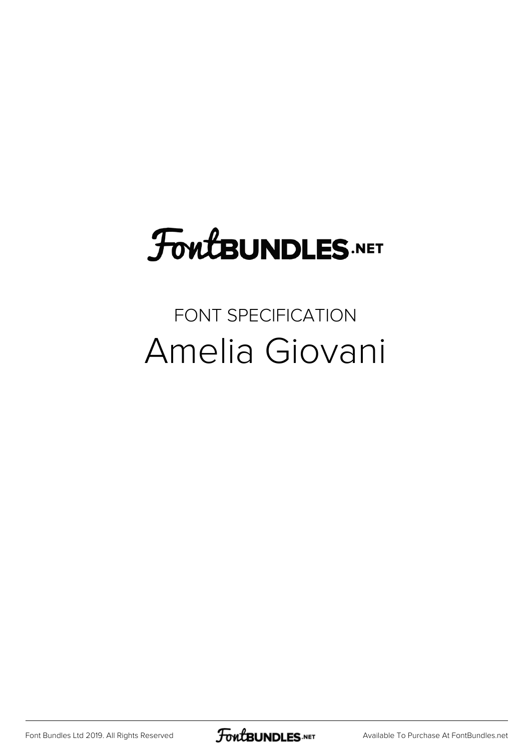FontBUNDLES.NET

FONT SPECIFICATION

# Amelia Giovani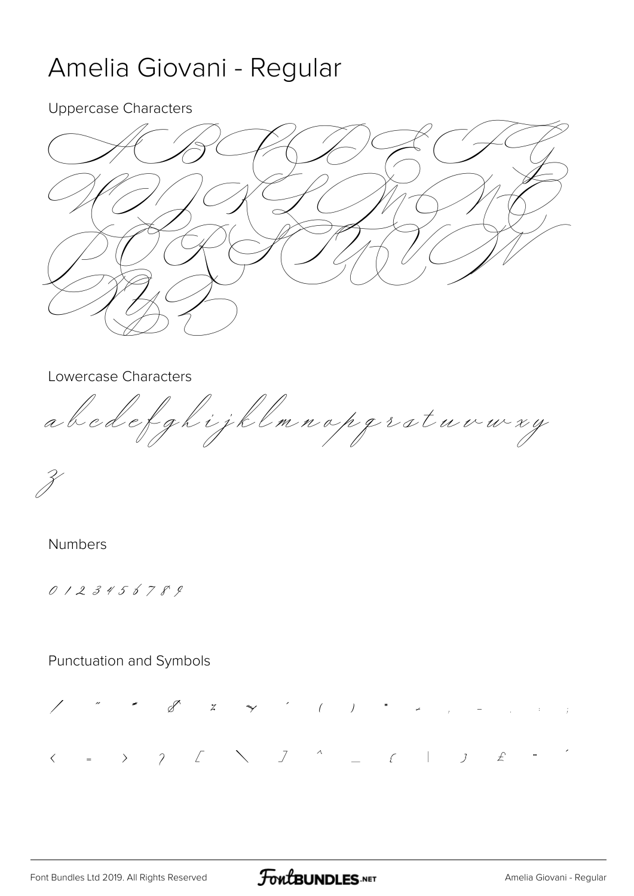# Amelia Giovani - Regular

Uppercase Characters

A B C D E F G H I J K L M N O P Q R S T U V W X Y Z

Lowercase Characters

a b c d e f g h i j k l m n o p q r s t u v w x y z

Numbers

0 1 2 3 4 5 6 7 8 9

Punctuation and Symbols

/ " # & % ' ( ) * + , - . : ;

< = > ? [ \ ] ^ _ { | } £ ¨ ´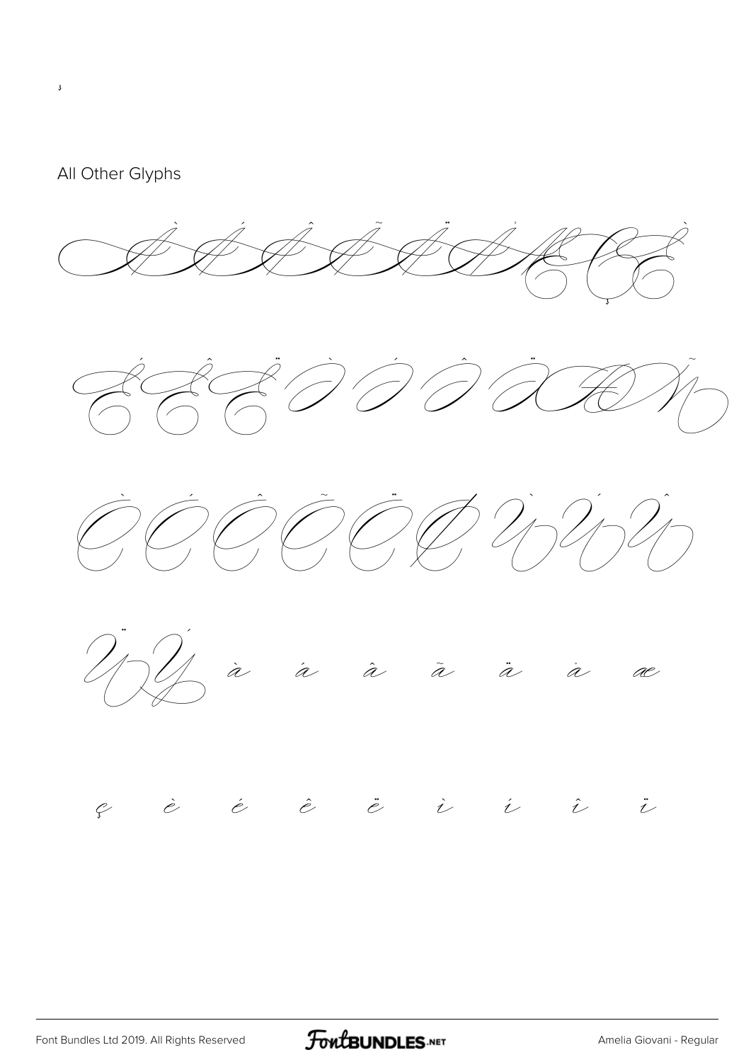¸

All Other Glyphs

À Á Â Ã Ä Å Æ Ç È

É Ê Ë Ì Í Î Ï Ð Ñ

Ò Ó Ô Õ Ö Ø Ù Ú Û

Ü Ý à á â ã ä å æ

ç è é ê ë ì í î ï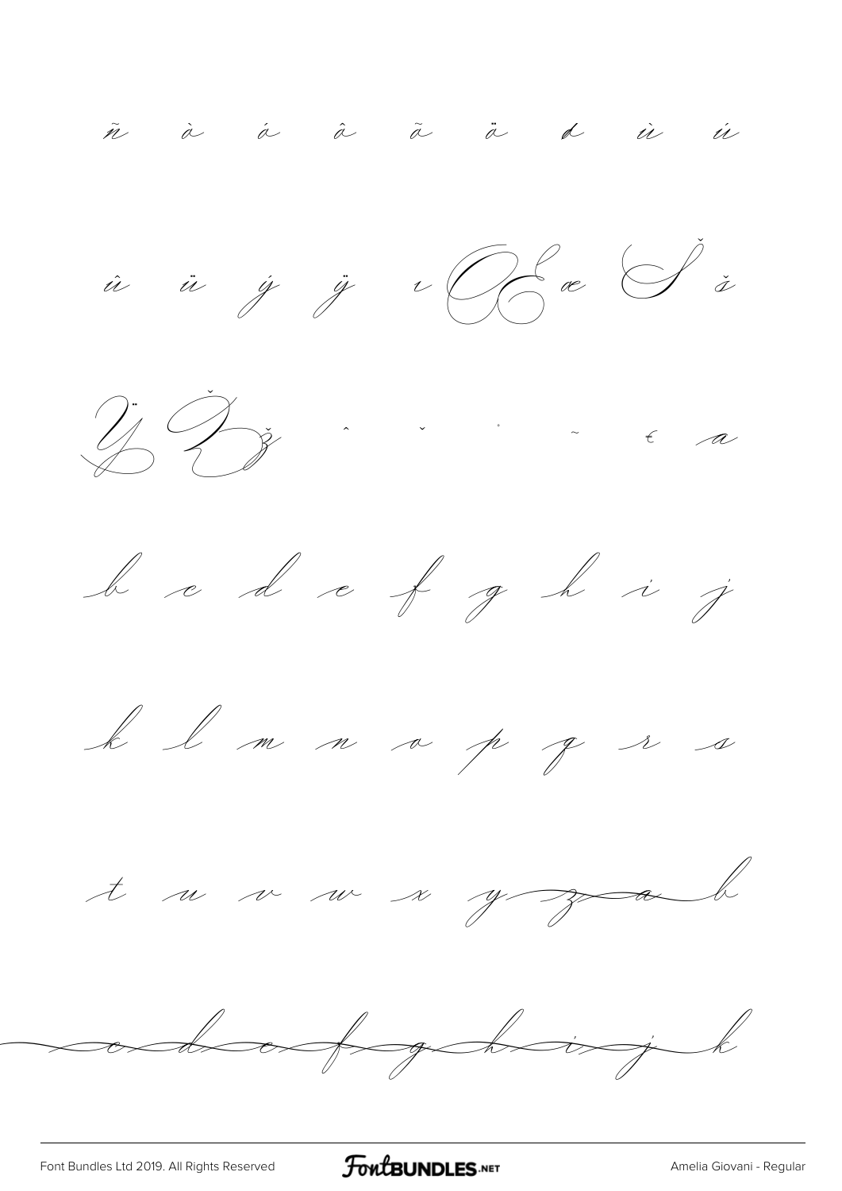ñ à á â ã ä đ ù ú

û ü ý ÿ ı Œ œ Š š

Ÿ Ž ž ˆ ˇ ˙ ˜ € a

b c d e f g h i j

k l m n o p q r s

t u v w x y z a b

c d e f g h i j k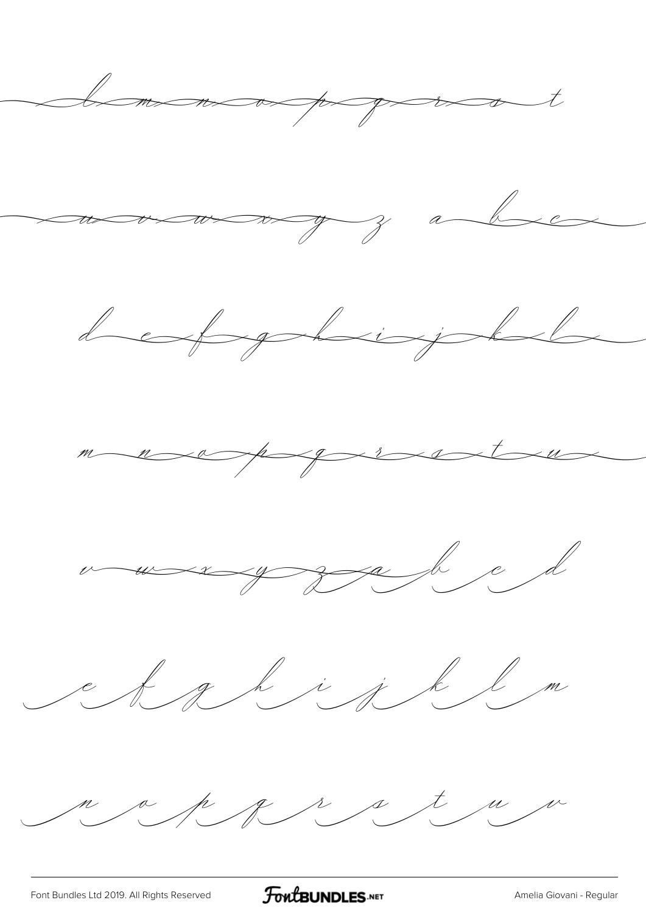l m n o p q r s t

u v w x y z a b c

d e f g h i j k l

m n o p q r s t u

v w x y z a b c d

e f g h i j k l m

n o p q r s t u v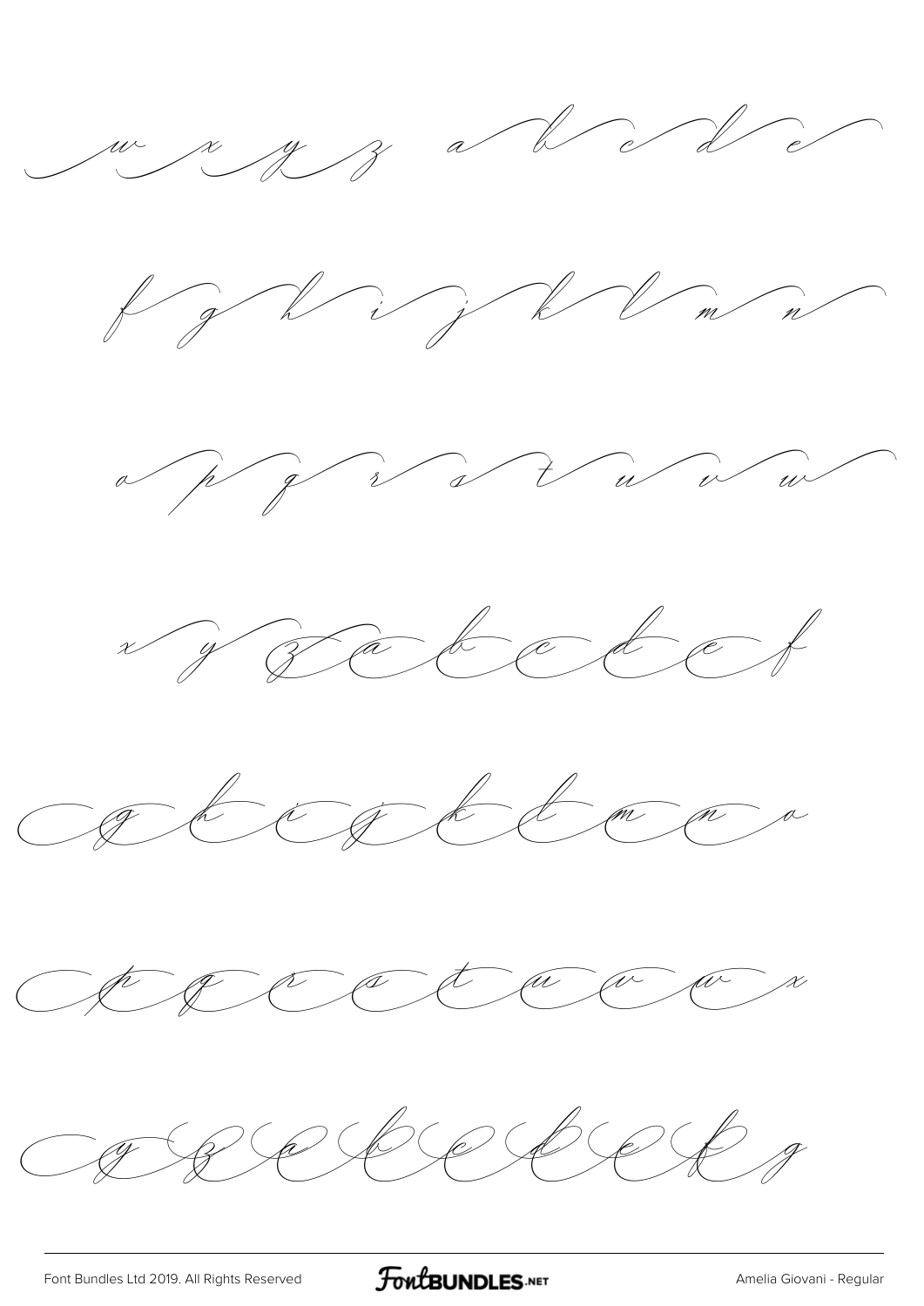w x y z a b c d e

f g h i j k l m n

o p q r s t u v w

x y z a b c d e f

g h i j k l m n o

p q r s t u v w x

y z a b c d e f g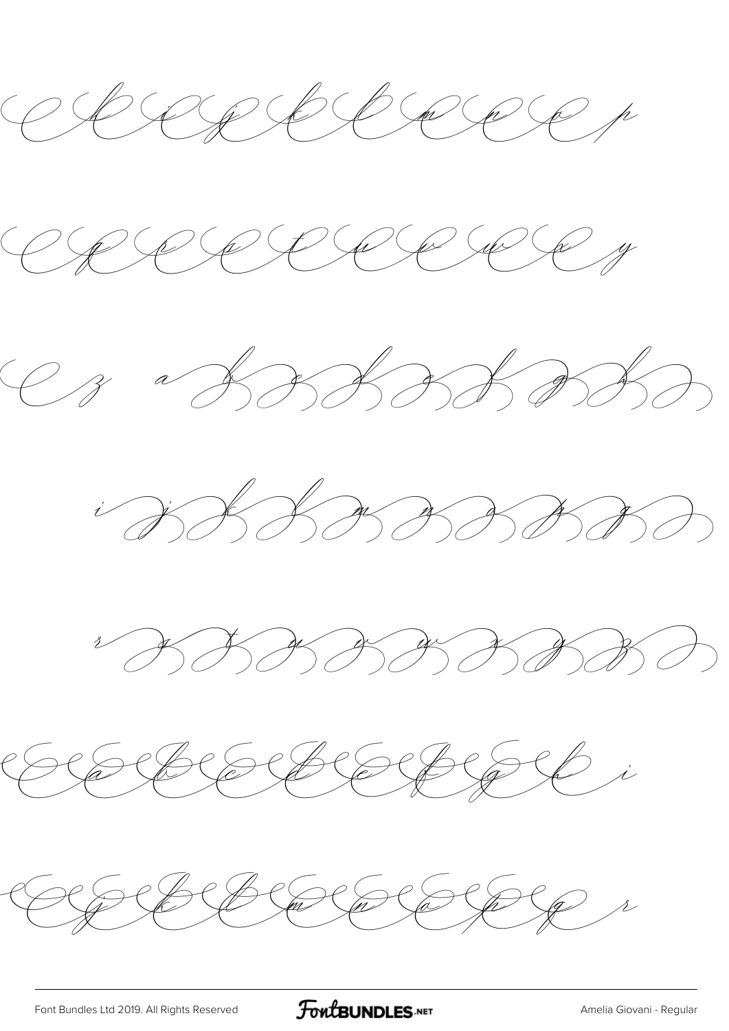h i j k l m n o p

q r s t u v w x y

z a b c d e f g h

i j k l m n o p q

r s t u v w x y z

a b c d e f g h i

j k l m n o p q r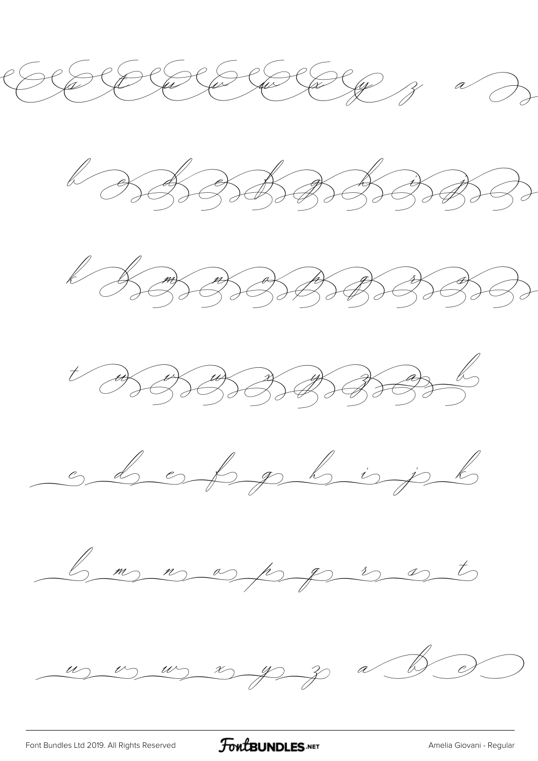s t u v w x y z a

b c d e f g h i j

k l m n o p q r s

t u v w x y z a b

c d e f g h i j k

l m n o p q r s t

u v w x y z a b c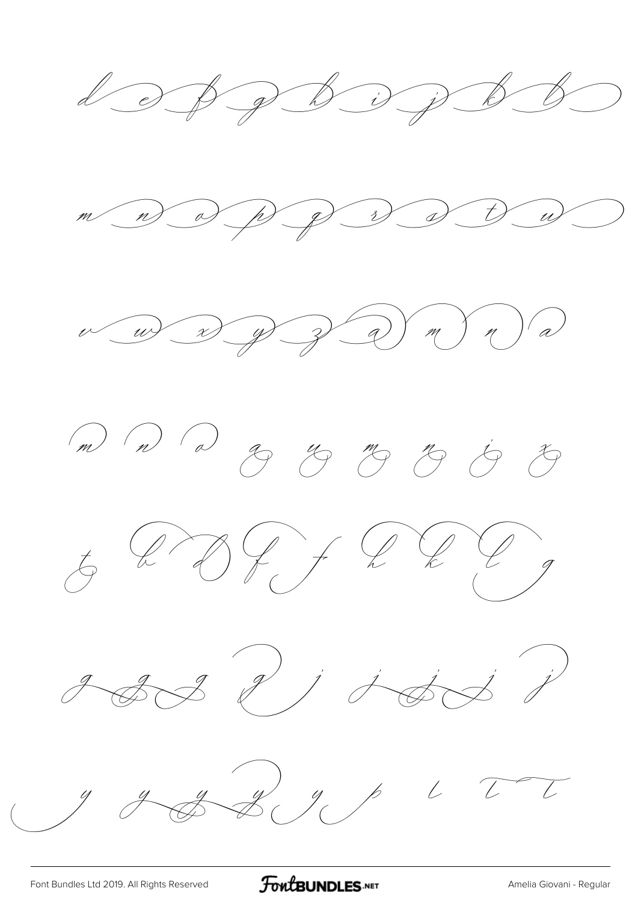d e f g h i j k l

m n o p q r s t u

v w x y z a m n a

m n a g y m n i x

t b d f f h k l g

g g g g j j j j j

y y y y y y p l l l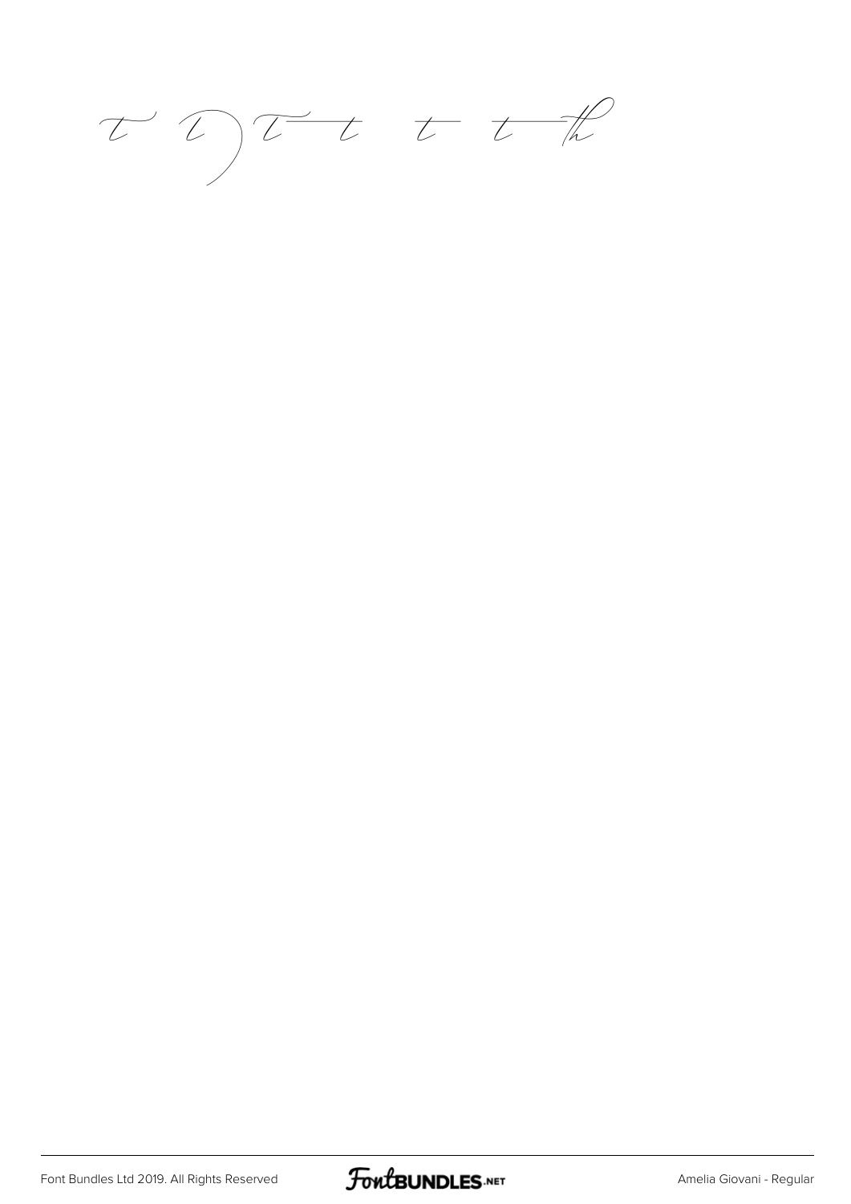t t t t t t th